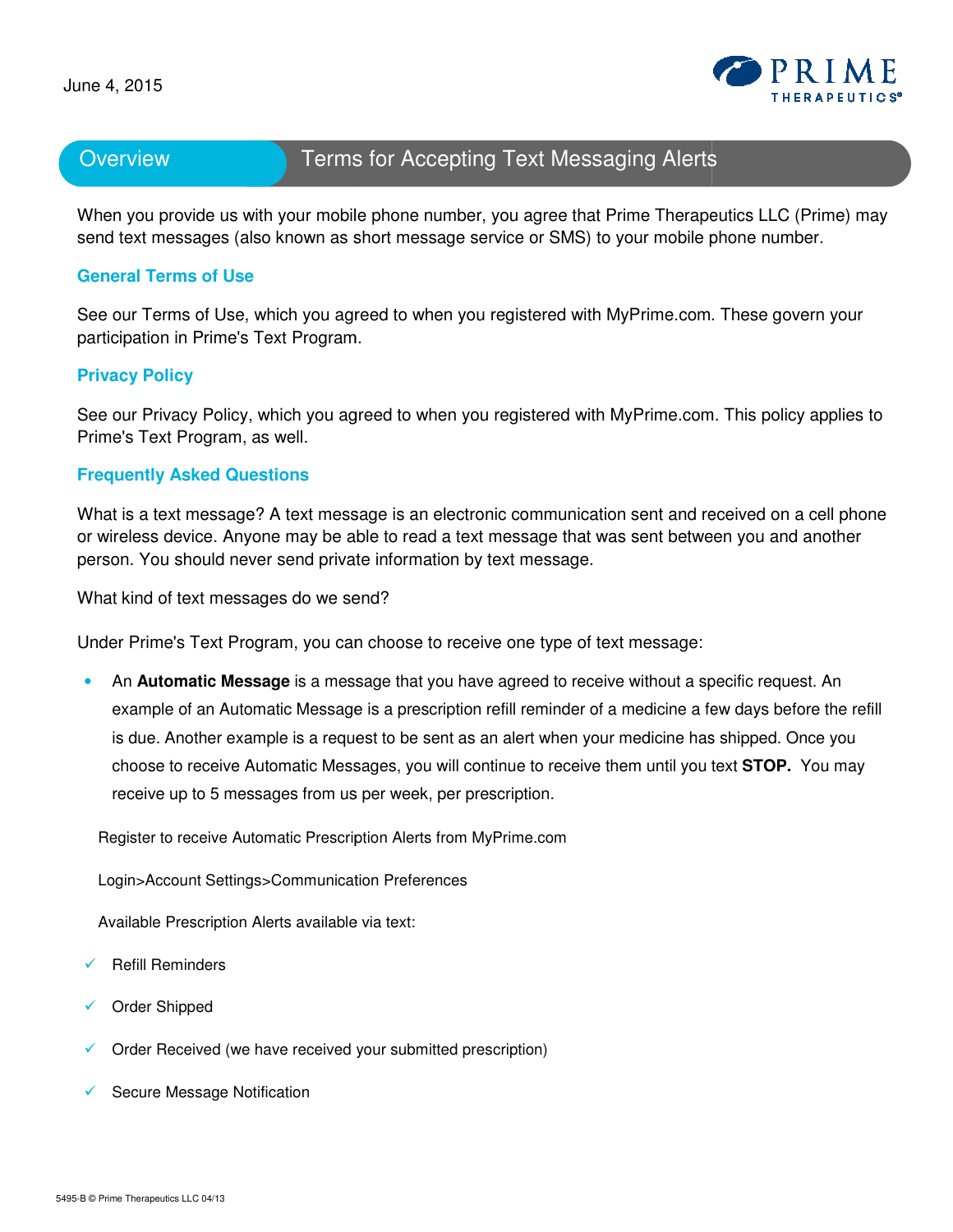June 4, 2015

PRIME THERAPEUTICS®

## Overview — Terms for Accepting Text Messaging Alerts

When you provide us with your mobile phone number, you agree that Prime Therapeutics LLC (Prime) may send text messages (also known as short message service or SMS) to your mobile phone number.

### General Terms of Use

See our Terms of Use, which you agreed to when you registered with MyPrime.com. These govern your participation in Prime's Text Program.

### Privacy Policy

See our Privacy Policy, which you agreed to when you registered with MyPrime.com. This policy applies to Prime's Text Program, as well.

### Frequently Asked Questions

What is a text message? A text message is an electronic communication sent and received on a cell phone or wireless device. Anyone may be able to read a text message that was sent between you and another person. You should never send private information by text message.

What kind of text messages do we send?

Under Prime's Text Program, you can choose to receive one type of text message:

- An **Automatic Message** is a message that you have agreed to receive without a specific request. An example of an Automatic Message is a prescription refill reminder of a medicine a few days before the refill is due. Another example is a request to be sent as an alert when your medicine has shipped. Once you choose to receive Automatic Messages, you will continue to receive them until you text **STOP.** You may receive up to 5 messages from us per week, per prescription.

Register to receive Automatic Prescription Alerts from MyPrime.com

Login>Account Settings>Communication Preferences

Available Prescription Alerts available via text:

- ✓ Refill Reminders
- ✓ Order Shipped
- ✓ Order Received (we have received your submitted prescription)
- ✓ Secure Message Notification

5495-B © Prime Therapeutics LLC 04/13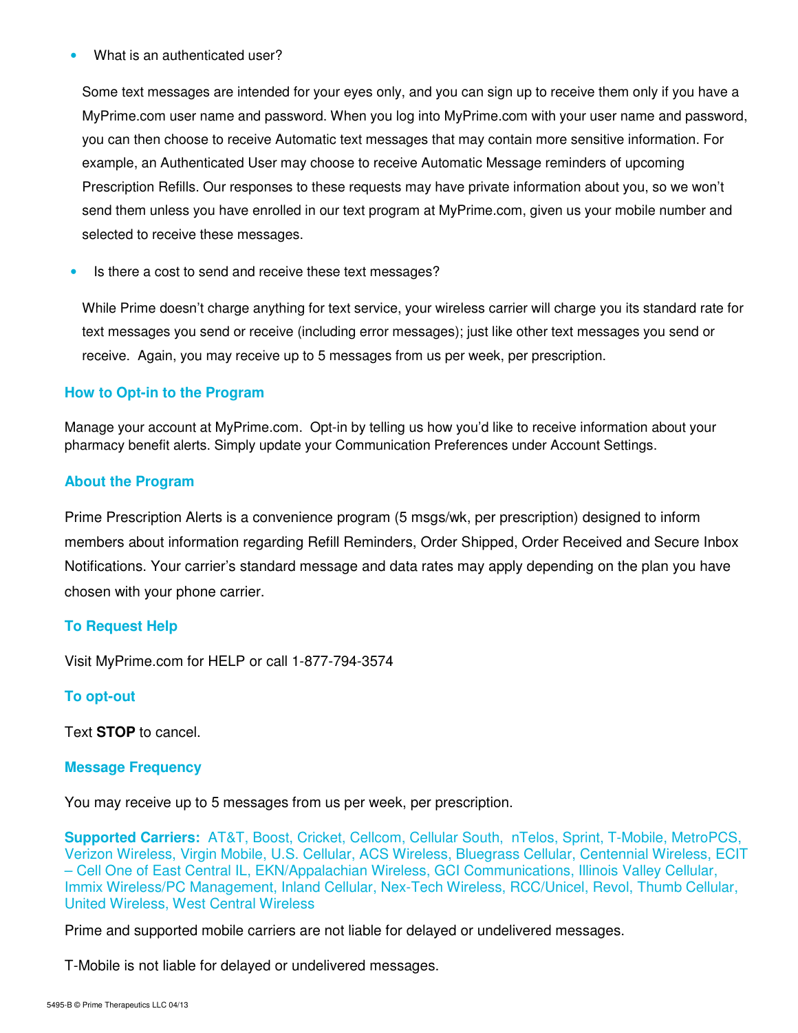- What is an authenticated user?

  Some text messages are intended for your eyes only, and you can sign up to receive them only if you have a MyPrime.com user name and password. When you log into MyPrime.com with your user name and password, you can then choose to receive Automatic text messages that may contain more sensitive information. For example, an Authenticated User may choose to receive Automatic Message reminders of upcoming Prescription Refills. Our responses to these requests may have private information about you, so we won't send them unless you have enrolled in our text program at MyPrime.com, given us your mobile number and selected to receive these messages.

- Is there a cost to send and receive these text messages?

  While Prime doesn't charge anything for text service, your wireless carrier will charge you its standard rate for text messages you send or receive (including error messages); just like other text messages you send or receive. Again, you may receive up to 5 messages from us per week, per prescription.

## How to Opt-in to the Program

Manage your account at MyPrime.com. Opt-in by telling us how you'd like to receive information about your pharmacy benefit alerts. Simply update your Communication Preferences under Account Settings.

## About the Program

Prime Prescription Alerts is a convenience program (5 msgs/wk, per prescription) designed to inform members about information regarding Refill Reminders, Order Shipped, Order Received and Secure Inbox Notifications. Your carrier's standard message and data rates may apply depending on the plan you have chosen with your phone carrier.

## To Request Help

Visit MyPrime.com for HELP or call 1-877-794-3574

## To opt-out

Text **STOP** to cancel.

## Message Frequency

You may receive up to 5 messages from us per week, per prescription.

**Supported Carriers:** AT&T, Boost, Cricket, Cellcom, Cellular South, nTelos, Sprint, T-Mobile, MetroPCS, Verizon Wireless, Virgin Mobile, U.S. Cellular, ACS Wireless, Bluegrass Cellular, Centennial Wireless, ECIT – Cell One of East Central IL, EKN/Appalachian Wireless, GCI Communications, Illinois Valley Cellular, Immix Wireless/PC Management, Inland Cellular, Nex-Tech Wireless, RCC/Unicel, Revol, Thumb Cellular, United Wireless, West Central Wireless

Prime and supported mobile carriers are not liable for delayed or undelivered messages.

T-Mobile is not liable for delayed or undelivered messages.

5495-B © Prime Therapeutics LLC 04/13